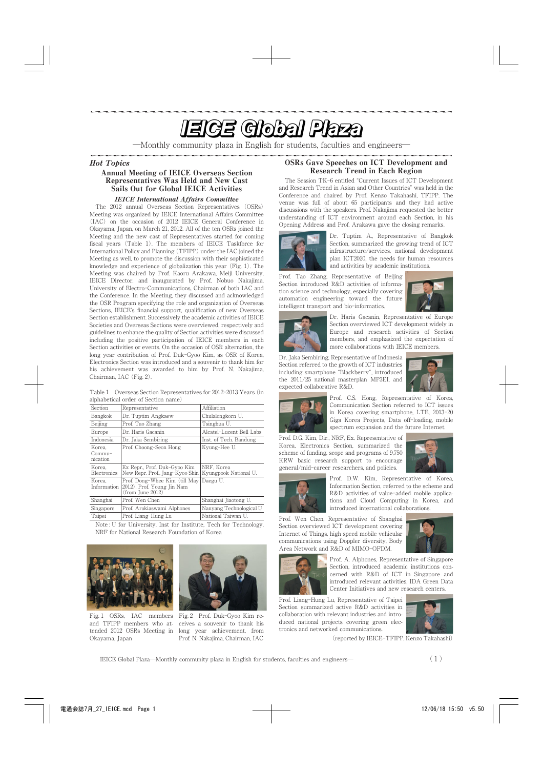# IEICE Global Plaza

—Monthly community plaza in English for students, faculties and engineers—

*Hot Topics*

## Annual Meeting of IEICE Overseas Section Representatives Was Held and New Cast Sails Out for Global IEICE Activities

***IEICE International Affairs Committee***

The 2012 annual Overseas Section Representatives (OSRs) Meeting was organized by IEICE International Affairs Committee (IAC) on the occasion of 2012 IEICE General Conference in Okayama, Japan, on March 21, 2012. All of the ten OSRs joined the Meeting and the new cast of Representatives started for coming fiscal years (Table 1). The members of IEICE Taskforce for International Policy and Planning (TFIPP) under the IAC joined the Meeting as well, to promote the discussion with their sophisticated knowledge and experience of globalization this year (Fig. 1). The Meeting was chaired by Prof. Kaoru Arakawa, Meiji University, IEICE Director, and inaugurated by Prof. Nobuo Nakajima, University of Electro-Communications, Chairman of both IAC and the Conference. In the Meeting, they discussed and acknowledged the OSR Program specifying the role and organization of Overseas Sections, IEICE's financial support, qualification of new Overseas Section establishment. Successively the academic activities of IEICE Societies and Overseas Sections were overviewed, respectively and guidelines to enhance the quality of Section activities were discussed including the positive participation of IEICE members in each Section activities or events. On the occasion of OSR alternation, the long year contribution of Prof. Duk-Gyoo Kim, as OSR of Korea, Electronics Section was introduced and a souvenir to thank him for his achievement was awarded to him by Prof. N. Nakajima, Chairman, IAC (Fig. 2).

Table 1 Overseas Section Representatives for 2012-2013 Years (in alphabetical order of Section name)

| Section | Representative | Affiliation |
|---|---|---|
| Bangkok | Dr. Tuptim Angkaew | Chulalongkorn U. |
| Beijing | Prof. Tao Zhang | Tsinghua U. |
| Europe | Dr. Haris Gacanin | Alcatel-Lucent Bell Labs |
| Indonesia | Dr. Jaka Sembiring | Inst. of Tech. Bandung |
| Korea, Communication | Prof. Choong-Seon Hong | Kyung-Hee U. |
| Korea, Electronics | Ex Repr., Prof. Duk-Gyoo Kim<br>New Repr. Prof., Jang-Kyoo Shin | NRF, Korea<br>Kyungpook National U. |
| Korea, Information | Prof. Dong-Whee Kim (till May 2012), Prof. Young Jin Nam (from June 2012) | Daegu U. |
| Shanghai | Prof. Wen Chen | Shanghai Jiaotong U. |
| Singapore | Prof. Arokiaswami Alphones | Nanyang Technological U |
| Taipei | Prof. Liang-Hung Lu | National Taiwan U. |

Note : U for University, Inst for Institute, Tech for Technology, NRF for National Research Foundation of Korea

Fig. 1 OSRs, IAC members and TFIPP members who attended 2012 OSRs Meeting in Okayama, Japan

Fig. 2 Prof. Duk-Gyoo Kim receives a souvenir to thank his long year achievement, from Prof. N. Nakajima, Chairman, IAC

## OSRs Gave Speeches on ICT Development and Research Trend in Each Region

The Session TK-6 entitled "Current Issues of ICT Development and Research Trend in Asian and Other Countries" was held in the Conference and chaired by Prof. Kenzo Takahashi, TFIPP. The venue was full of about 65 participants and they had active discussions with the speakers. Prof. Nakajima requested the better understanding of ICT environment around each Section, in his Opening Address and Prof. Arakawa gave the closing remarks.

Dr. Tuptim A., Representative of Bangkok Section, summarized the growing trend of ICT infrastructure/services, national development plan ICT2020, the needs for human resources and activities by academic institutions.

Prof. Tao Zhang, Representative of Beijing Section introduced R&D activities of information science and technology, especially covering automation engineering toward the future intelligent transport and bio-informatics.

Dr. Haris Gacanin, Representative of Europe Section overviewed ICT development widely in Europe and research activities of Section members, and emphasized the expectation of more collaborations with IEICE members.

Dr. Jaka Sembiring, Representative of Indonesia Section referred to the growth of ICT industries including smartphone "Blackberry", introduced the 2011/25 national masterplan MP3EI, and expected collaborative R&D.

Prof. C.S. Hong, Representative of Korea, Communication Section referred to ICT issues in Korea covering smartphone, LTE, 2013-20 Giga Korea Projects, Data off-loading, mobile spectrum expansion and the future Internet.

Prof. D.G. Kim, Dir., NRF, Ex. Representative of Korea, Electronics Section, summarized the scheme of funding, scope and programs of 9,750 KRW basic research support to encourage general/mid-career researchers, and policies.

Prof. D.W. Kim, Representative of Korea, Information Section, referred to the scheme and R&D activities of value-added mobile applications and Cloud Computing in Korea, and introduced international collaborations.

Prof. Wen Chen, Representative of Shanghai Section overviewed ICT development covering Internet of Things, high speed mobile vehicular communications using Doppler diversity, Body Area Network and R&D of MIMO-OFDM.

Prof. A. Alphones, Representative of Singapore Section, introduced academic institutions concerned with R&D of ICT in Singapore and introduced relevant activities, IDA Green Data Center Initiatives and new research centers.

Prof. Liang-Hung Lu, Representative of Taipei Section summarized active R&D activities in collaboration with relevant industries and introduced national projects covering green electronics and networked communications.

(reported by IEICE-TFIPP, Kenzo Takahashi)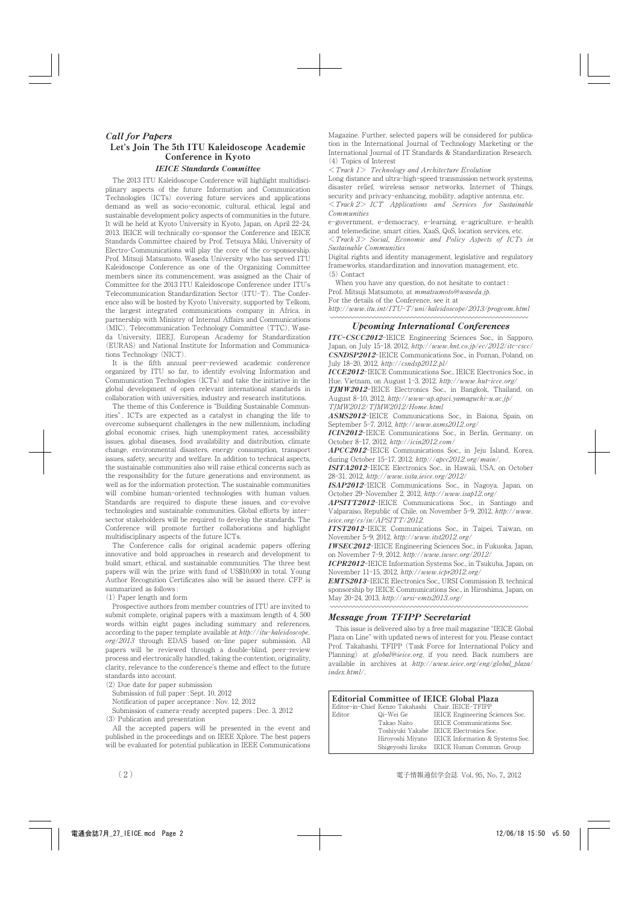## *Call for Papers*

### Let's Join The 5th ITU Kaleidoscope Academic Conference in Kyoto

#### *IEICE Standards Committee*

The 2013 ITU Kaleidoscope Conference will highlight multidisciplinary aspects of the future Information and Communication Technologies (ICTs) covering future services and applications demand as well as socio-economic, cultural, ethical, legal and sustainable development policy aspects of communities in the future. It will be held at Kyoto University in Kyoto, Japan, on April 22-24, 2013. IEICE will technically co-sponsor the Conference and IEICE Standards Committee chaired by Prof. Tetsuya Miki, University of Electro-Communications will play the core of the co-sponsorship. Prof. Mitsuji Matsumoto, Waseda University who has served ITU Kaleidoscope Conference as one of the Organizing Committee members since its commencement, was assigned as the Chair of Committee for the 2013 ITU Kaleidoscope Conference under ITU's Telecommunication Standardization Sector (ITU-T). The Conference also will be hosted by Kyoto University, supported by Telkom, the largest integrated communications company in Africa, in partnership with Ministry of Internal Affairs and Communications (MIC), Telecommunication Technology Committee (TTC), Waseda University, IIEEJ, European Academy for Standardization (EURAS) and National Institute for Information and Communications Technology (NICT).

It is the fifth annual peer-reviewed academic conference organized by ITU so far, to identify evolving Information and Communication Technologies (ICTs) and take the initiative in the global development of open relevant international standards in collaboration with universities, industry and research institutions.

The theme of this Conference is "Building Sustainable Communities". ICTs are expected as a catalyst in changing the life to overcome subsequent challenges in the new millennium, including global economic crises, high unemployment rates, accessibility issues, global diseases, food availability and distribution, climate change, environmental disasters, energy consumption, transport issues, safety, security and welfare. In addition to technical aspects, the sustainable communities also will raise ethical concerns such as the responsibility for the future generations and environment, as well as for the information protection. The sustainable communities will combine human-oriented technologies with human values. Standards are required to dispute these issues, and co-evolve technologies and sustainable communities. Global efforts by inter-sector stakeholders will be required to develop the standards. The Conference will promote further collaborations and highlight multidisciplinary aspects of the future ICTs.

The Conference calls for original academic papers offering innovative and bold approaches in research and development to build smart, ethical, and sustainable communities. The three best papers will win the prize with fund of US$10,000 in total. Young Author Recognition Certificates will also be issued there. CFP is summarized as follows :

(1) Paper length and form

Prospective authors from member countries of ITU are invited to submit complete, original papers with a maximum length of 4, 500 words within eight pages including summary and references, according to the paper template available at *http://itu-kaleidoscope.org/2013* through EDAS based on-line paper submission. All papers will be reviewed through a double-blind, peer-review process and electronically handled, taking the contention, originality, clarity, relevance to the conference's theme and effect to the future standards into account.

(2) Due date for paper submission

Submission of full paper : Sept. 10, 2012

Notification of paper acceptance : Nov. 12, 2012

Submission of camera-ready accepted papers : Dec. 3, 2012

(3) Publication and presentation

All the accepted papers will be presented in the event and published in the proceedings and on IEEE Xplore. The best papers will be evaluated for potential publication in IEEE Communications Magazine. Further, selected papers will be considered for publication in the International Journal of Technology Marketing or the International Journal of IT Standards & Standardization Research.

(4) Topics of Interest

*＜Track 1＞ Technology and Architecture Evolution*

Long distance and ultra-high-speed transmission network systems, disaster relief, wireless sensor networks, Internet of Things, security and privacy-enhancing, mobility, adaptive antenna, etc.

*＜Track 2＞ ICT Applications and Services for Sustainable Communities*

e-government, e-democracy, e-learning, e-agriculture, e-health and telemedicine, smart cities, XaaS, QoS, location services, etc.

*＜Track 3＞ Social, Economic and Policy Aspects of ICTs in Sustainable Communities*

Digital rights and identity management, legislative and regulatory frameworks, standardization and innovation management, etc.

(5) Contact

When you have any question, do not hesitate to contact :

Prof. Mitsuji Matsumoto, at *mmatsumoto@waseda.jp*.

For the details of the Conference, see it at

*http://www.itu.int/ITU-T/uni/kaleidoscope/2013/progcom.html*

## *Upcoming International Conferences*

***ITC-CSCC2012***–IEICE Engineering Sciences Soc., in Sapporo, Japan, on July 15–18, 2012, *http://www.knt.co.jp/ec/2012/itc-cscc/*

***CSNDSP2012***–IEICE Communications Soc., in Poznan, Poland, on July 18–20, 2012, *http://csndsp2012.pl/*

***ICCE2012***–IEICE Communications Soc., IEICE Electronics Soc., in Hue, Vietnam, on August 1–3, 2012, *http://www.hut-icce.org/*

***TJMW2012***–IEICE Electronics Soc., in Bangkok, Thailand, on August 8–10, 2012, *http://www-ap.apsci.yamaguchi-u.ac.jp/TJMW2012/TJMW2012/Home.html*

***ASMS2012***–IEICE Communications Soc., in Baiona, Spain, on September 5–7, 2012, *http://www.asms2012.org/*

***ICIN2012***–IEICE Communications Soc., in Berlin, Germany, on October 8–17, 2012, *http://icin2012.com/*

***APCC2012***–IEICE Communications Soc., in Jeju Island, Korea, during October 15–17, 2012, *http://apcc2012.org/main/*.

***ISITA2012***–IEICE Electronics Soc., in Hawaii, USA, on October 28–31, 2012, *http://www.isita.ieice.org/2012/*

***ISAP2012***–IEICE Communications Soc., in Nagoya, Japan, on October 29–November 2, 2012, *http://www.isap12.org/*

***APSITT2012***–IEICE Communications Soc., in Santiago and Valparaiso, Republic of Chile, on November 5–9, 2012, *http://www.ieice.org/cs/in/APSITT/2012.*

***ITST2012***–IEICE Communications Soc., in Taipei, Taiwan, on November 5–9, 2012, *http://www.itst2012.org/*

***IWSEC2012***–IEICE Engineering Sciences Soc., in Fukuoka, Japan, on November 7–9, 2012, *http://www.iwsec.org/2012/*

***ICPR2012***–IEICE Information Systems Soc., in Tsukuba, Japan, on November 11–15, 2012, *http://www.icpr2012.org/*

***EMTS2013***–IEICE Electronics Soc., URSI Commission B, technical sponsorship by IEICE Communications Soc., in Hiroshima, Japan, on May 20–24, 2013, *http://ursi-emts2013.org/*

## *Message from TFIPP Secretariat*

This issue is delivered also by a free mail magazine "IEICE Global Plaza on Line" with updated news of interest for you. Please contact Prof. Takahashi, TFIPP (Task Force for International Policy and Planning) at *global@ieice.org*, if you need. Back numbers are available in archives at *http://www.ieice.org/eng/global_plaza/index.html/*.

**Editorial Committee of IEICE Global Plaza**

| | | |
|---|---|---|
| Editor-in-Chief | Kenzo Takahashi | Chair, IEICE-TFIPP |
| Editor | Qi-Wei Ge | IEICE Engineering Sciences Soc. |
| | Takao Naito | IEICE Communications Soc. |
| | Toshiyuki Yakabe | IEICE Electronics Soc. |
| | Hiroyoshi Miyano | IEICE Information & Systems Soc. |
| | Shigeyoshi Iizuka | IEICE Human Commun. Group |